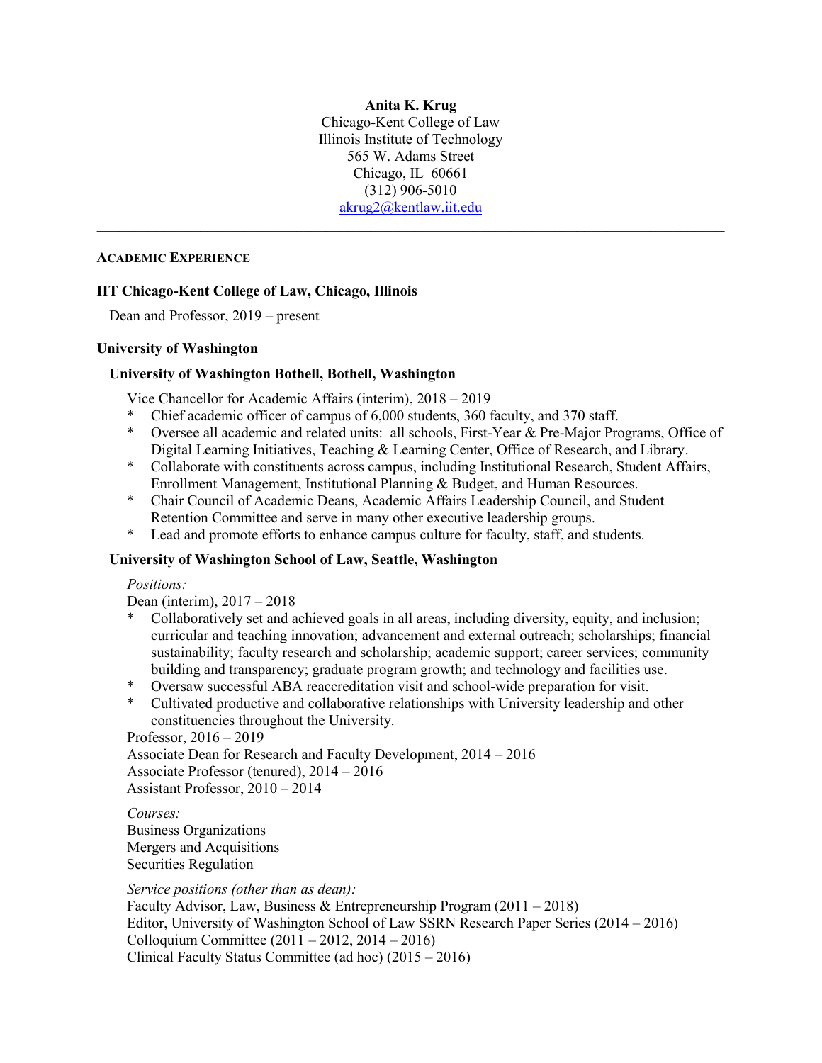**Anita K. Krug**
Chicago-Kent College of Law
Illinois Institute of Technology
565 W. Adams Street
Chicago, IL 60661
(312) 906-5010
akrug2@kentlaw.iit.edu

---

## ACADEMIC EXPERIENCE

### IIT Chicago-Kent College of Law, Chicago, Illinois

Dean and Professor, 2019 – present

### University of Washington

#### University of Washington Bothell, Bothell, Washington

Vice Chancellor for Academic Affairs (interim), 2018 – 2019

* Chief academic officer of campus of 6,000 students, 360 faculty, and 370 staff.
* Oversee all academic and related units: all schools, First-Year & Pre-Major Programs, Office of Digital Learning Initiatives, Teaching & Learning Center, Office of Research, and Library.
* Collaborate with constituents across campus, including Institutional Research, Student Affairs, Enrollment Management, Institutional Planning & Budget, and Human Resources.
* Chair Council of Academic Deans, Academic Affairs Leadership Council, and Student Retention Committee and serve in many other executive leadership groups.
* Lead and promote efforts to enhance campus culture for faculty, staff, and students.

#### University of Washington School of Law, Seattle, Washington

*Positions:*

Dean (interim), 2017 – 2018

* Collaboratively set and achieved goals in all areas, including diversity, equity, and inclusion; curricular and teaching innovation; advancement and external outreach; scholarships; financial sustainability; faculty research and scholarship; academic support; career services; community building and transparency; graduate program growth; and technology and facilities use.
* Oversaw successful ABA reaccreditation visit and school-wide preparation for visit.
* Cultivated productive and collaborative relationships with University leadership and other constituencies throughout the University.

Professor, 2016 – 2019
Associate Dean for Research and Faculty Development, 2014 – 2016
Associate Professor (tenured), 2014 – 2016
Assistant Professor, 2010 – 2014

*Courses:*

Business Organizations
Mergers and Acquisitions
Securities Regulation

*Service positions (other than as dean):*

Faculty Advisor, Law, Business & Entrepreneurship Program (2011 – 2018)
Editor, University of Washington School of Law SSRN Research Paper Series (2014 – 2016)
Colloquium Committee (2011 – 2012, 2014 – 2016)
Clinical Faculty Status Committee (ad hoc) (2015 – 2016)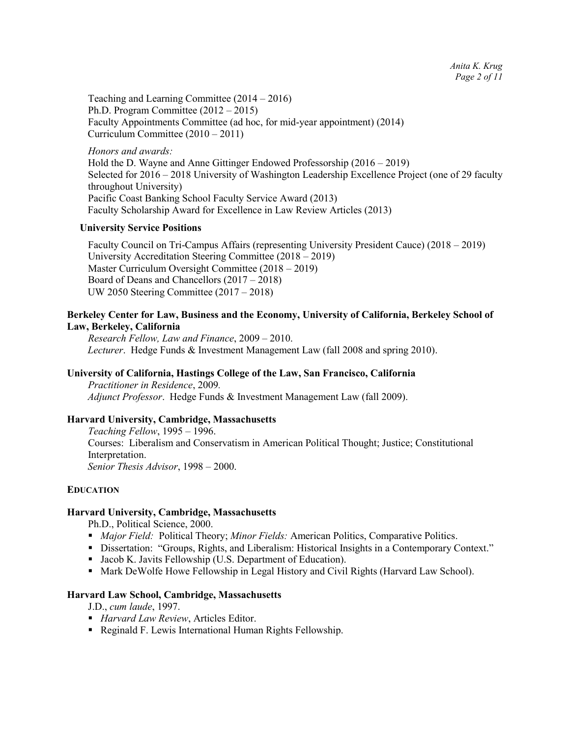Teaching and Learning Committee (2014 – 2016)
Ph.D. Program Committee (2012 – 2015)
Faculty Appointments Committee (ad hoc, for mid-year appointment) (2014)
Curriculum Committee (2010 – 2011)

*Honors and awards:*
Hold the D. Wayne and Anne Gittinger Endowed Professorship (2016 – 2019)
Selected for 2016 – 2018 University of Washington Leadership Excellence Project (one of 29 faculty throughout University)
Pacific Coast Banking School Faculty Service Award (2013)
Faculty Scholarship Award for Excellence in Law Review Articles (2013)

**University Service Positions**

Faculty Council on Tri-Campus Affairs (representing University President Cauce) (2018 – 2019)
University Accreditation Steering Committee (2018 – 2019)
Master Curriculum Oversight Committee (2018 – 2019)
Board of Deans and Chancellors (2017 – 2018)
UW 2050 Steering Committee (2017 – 2018)

**Berkeley Center for Law, Business and the Economy, University of California, Berkeley School of Law, Berkeley, California**
*Research Fellow, Law and Finance*, 2009 – 2010.
*Lecturer*. Hedge Funds & Investment Management Law (fall 2008 and spring 2010).

**University of California, Hastings College of the Law, San Francisco, California**
*Practitioner in Residence*, 2009.
*Adjunct Professor*. Hedge Funds & Investment Management Law (fall 2009).

**Harvard University, Cambridge, Massachusetts**
*Teaching Fellow*, 1995 – 1996.
Courses: Liberalism and Conservatism in American Political Thought; Justice; Constitutional Interpretation.
*Senior Thesis Advisor*, 1998 – 2000.

## EDUCATION

**Harvard University, Cambridge, Massachusetts**
Ph.D., Political Science, 2000.

- *Major Field:* Political Theory; *Minor Fields:* American Politics, Comparative Politics.
- Dissertation: "Groups, Rights, and Liberalism: Historical Insights in a Contemporary Context."
- Jacob K. Javits Fellowship (U.S. Department of Education).
- Mark DeWolfe Howe Fellowship in Legal History and Civil Rights (Harvard Law School).

**Harvard Law School, Cambridge, Massachusetts**
J.D., *cum laude*, 1997.

- *Harvard Law Review*, Articles Editor.
- Reginald F. Lewis International Human Rights Fellowship.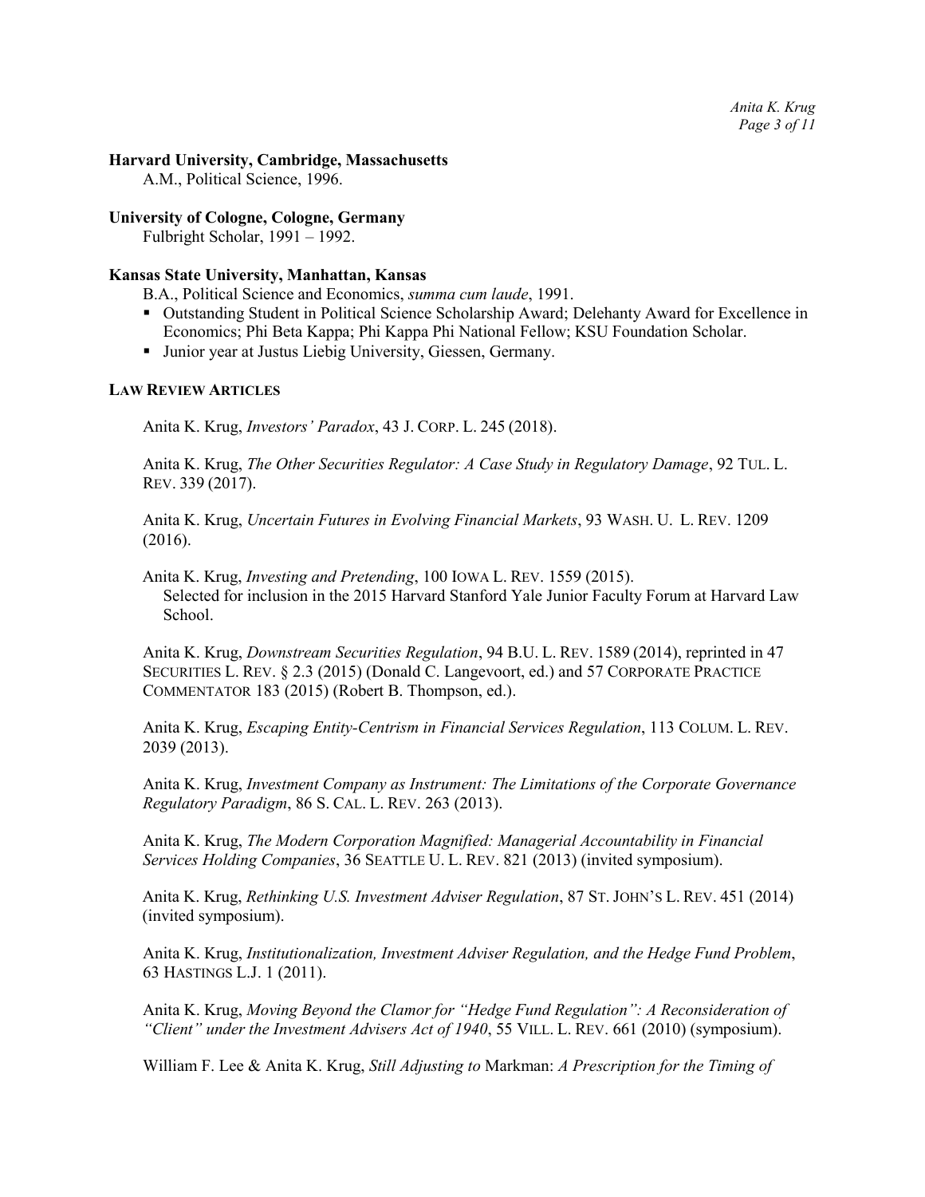**Harvard University, Cambridge, Massachusetts**

A.M., Political Science, 1996.

**University of Cologne, Cologne, Germany**

Fulbright Scholar, 1991 – 1992.

**Kansas State University, Manhattan, Kansas**

B.A., Political Science and Economics, *summa cum laude*, 1991.

- Outstanding Student in Political Science Scholarship Award; Delehanty Award for Excellence in Economics; Phi Beta Kappa; Phi Kappa Phi National Fellow; KSU Foundation Scholar.
- Junior year at Justus Liebig University, Giessen, Germany.

**LAW REVIEW ARTICLES**

Anita K. Krug, *Investors' Paradox*, 43 J. CORP. L. 245 (2018).

Anita K. Krug, *The Other Securities Regulator: A Case Study in Regulatory Damage*, 92 TUL. L. REV. 339 (2017).

Anita K. Krug, *Uncertain Futures in Evolving Financial Markets*, 93 WASH. U. L. REV. 1209 (2016).

Anita K. Krug, *Investing and Pretending*, 100 IOWA L. REV. 1559 (2015).
Selected for inclusion in the 2015 Harvard Stanford Yale Junior Faculty Forum at Harvard Law School.

Anita K. Krug, *Downstream Securities Regulation*, 94 B.U. L. REV. 1589 (2014), reprinted in 47 SECURITIES L. REV. § 2.3 (2015) (Donald C. Langevoort, ed.) and 57 CORPORATE PRACTICE COMMENTATOR 183 (2015) (Robert B. Thompson, ed.).

Anita K. Krug, *Escaping Entity-Centrism in Financial Services Regulation*, 113 COLUM. L. REV. 2039 (2013).

Anita K. Krug, *Investment Company as Instrument: The Limitations of the Corporate Governance Regulatory Paradigm*, 86 S. CAL. L. REV. 263 (2013).

Anita K. Krug, *The Modern Corporation Magnified: Managerial Accountability in Financial Services Holding Companies*, 36 SEATTLE U. L. REV. 821 (2013) (invited symposium).

Anita K. Krug, *Rethinking U.S. Investment Adviser Regulation*, 87 ST. JOHN'S L. REV. 451 (2014) (invited symposium).

Anita K. Krug, *Institutionalization, Investment Adviser Regulation, and the Hedge Fund Problem*, 63 HASTINGS L.J. 1 (2011).

Anita K. Krug, *Moving Beyond the Clamor for "Hedge Fund Regulation": A Reconsideration of "Client" under the Investment Advisers Act of 1940*, 55 VILL. L. REV. 661 (2010) (symposium).

William F. Lee & Anita K. Krug, *Still Adjusting to* Markman: *A Prescription for the Timing of*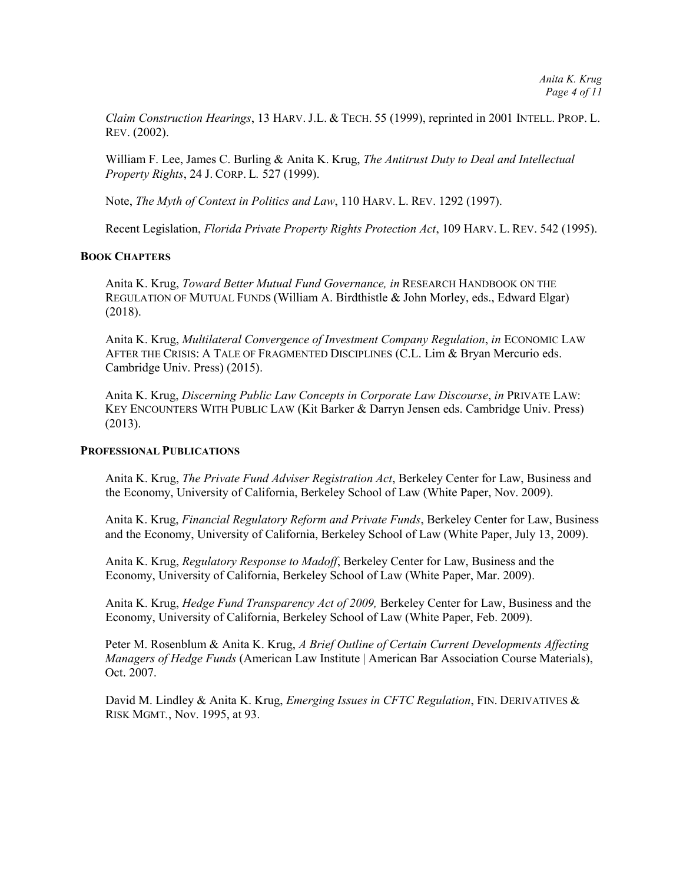*Claim Construction Hearings*, 13 HARV. J.L. & TECH. 55 (1999), reprinted in 2001 INTELL. PROP. L. REV. (2002).

William F. Lee, James C. Burling & Anita K. Krug, *The Antitrust Duty to Deal and Intellectual Property Rights*, 24 J. CORP. L. 527 (1999).

Note, *The Myth of Context in Politics and Law*, 110 HARV. L. REV. 1292 (1997).

Recent Legislation, *Florida Private Property Rights Protection Act*, 109 HARV. L. REV. 542 (1995).

**BOOK CHAPTERS**

Anita K. Krug, *Toward Better Mutual Fund Governance, in* RESEARCH HANDBOOK ON THE REGULATION OF MUTUAL FUNDS (William A. Birdthistle & John Morley, eds., Edward Elgar) (2018).

Anita K. Krug, *Multilateral Convergence of Investment Company Regulation*, *in* ECONOMIC LAW AFTER THE CRISIS: A TALE OF FRAGMENTED DISCIPLINES (C.L. Lim & Bryan Mercurio eds. Cambridge Univ. Press) (2015).

Anita K. Krug, *Discerning Public Law Concepts in Corporate Law Discourse*, *in* PRIVATE LAW: KEY ENCOUNTERS WITH PUBLIC LAW (Kit Barker & Darryn Jensen eds. Cambridge Univ. Press) (2013).

**PROFESSIONAL PUBLICATIONS**

Anita K. Krug, *The Private Fund Adviser Registration Act*, Berkeley Center for Law, Business and the Economy, University of California, Berkeley School of Law (White Paper, Nov. 2009).

Anita K. Krug, *Financial Regulatory Reform and Private Funds*, Berkeley Center for Law, Business and the Economy, University of California, Berkeley School of Law (White Paper, July 13, 2009).

Anita K. Krug, *Regulatory Response to Madoff*, Berkeley Center for Law, Business and the Economy, University of California, Berkeley School of Law (White Paper, Mar. 2009).

Anita K. Krug, *Hedge Fund Transparency Act of 2009,* Berkeley Center for Law, Business and the Economy, University of California, Berkeley School of Law (White Paper, Feb. 2009).

Peter M. Rosenblum & Anita K. Krug, *A Brief Outline of Certain Current Developments Affecting Managers of Hedge Funds* (American Law Institute | American Bar Association Course Materials), Oct. 2007.

David M. Lindley & Anita K. Krug, *Emerging Issues in CFTC Regulation*, FIN. DERIVATIVES & RISK MGMT., Nov. 1995, at 93.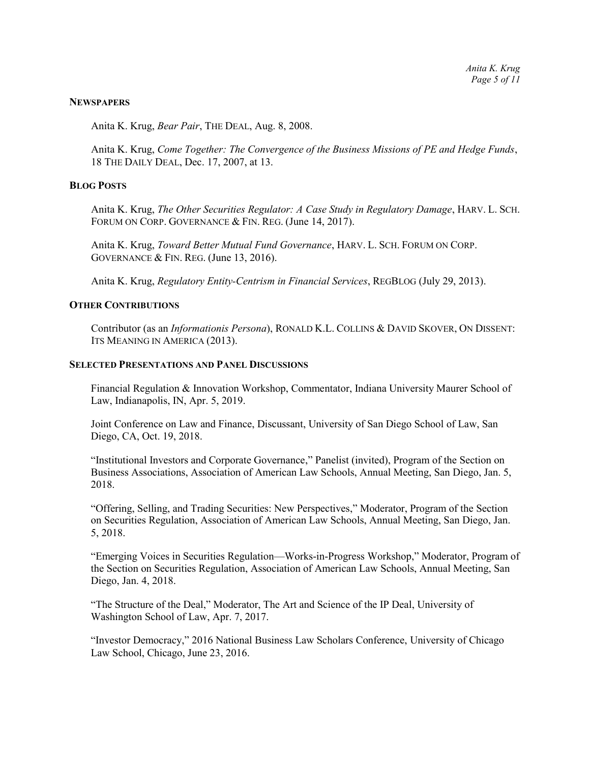## **NEWSPAPERS**

Anita K. Krug, *Bear Pair*, THE DEAL, Aug. 8, 2008.

Anita K. Krug, *Come Together: The Convergence of the Business Missions of PE and Hedge Funds*, 18 THE DAILY DEAL, Dec. 17, 2007, at 13.

## **BLOG POSTS**

Anita K. Krug, *The Other Securities Regulator: A Case Study in Regulatory Damage*, HARV. L. SCH. FORUM ON CORP. GOVERNANCE & FIN. REG. (June 14, 2017).

Anita K. Krug, *Toward Better Mutual Fund Governance*, HARV. L. SCH. FORUM ON CORP. GOVERNANCE & FIN. REG. (June 13, 2016).

Anita K. Krug, *Regulatory Entity-Centrism in Financial Services*, REGBLOG (July 29, 2013).

## **OTHER CONTRIBUTIONS**

Contributor (as an *Informationis Persona*), RONALD K.L. COLLINS & DAVID SKOVER, ON DISSENT: ITS MEANING IN AMERICA (2013).

## **SELECTED PRESENTATIONS AND PANEL DISCUSSIONS**

Financial Regulation & Innovation Workshop, Commentator, Indiana University Maurer School of Law, Indianapolis, IN, Apr. 5, 2019.

Joint Conference on Law and Finance, Discussant, University of San Diego School of Law, San Diego, CA, Oct. 19, 2018.

"Institutional Investors and Corporate Governance," Panelist (invited), Program of the Section on Business Associations, Association of American Law Schools, Annual Meeting, San Diego, Jan. 5, 2018.

"Offering, Selling, and Trading Securities: New Perspectives," Moderator, Program of the Section on Securities Regulation, Association of American Law Schools, Annual Meeting, San Diego, Jan. 5, 2018.

"Emerging Voices in Securities Regulation—Works-in-Progress Workshop," Moderator, Program of the Section on Securities Regulation, Association of American Law Schools, Annual Meeting, San Diego, Jan. 4, 2018.

"The Structure of the Deal," Moderator, The Art and Science of the IP Deal, University of Washington School of Law, Apr. 7, 2017.

"Investor Democracy," 2016 National Business Law Scholars Conference, University of Chicago Law School, Chicago, June 23, 2016.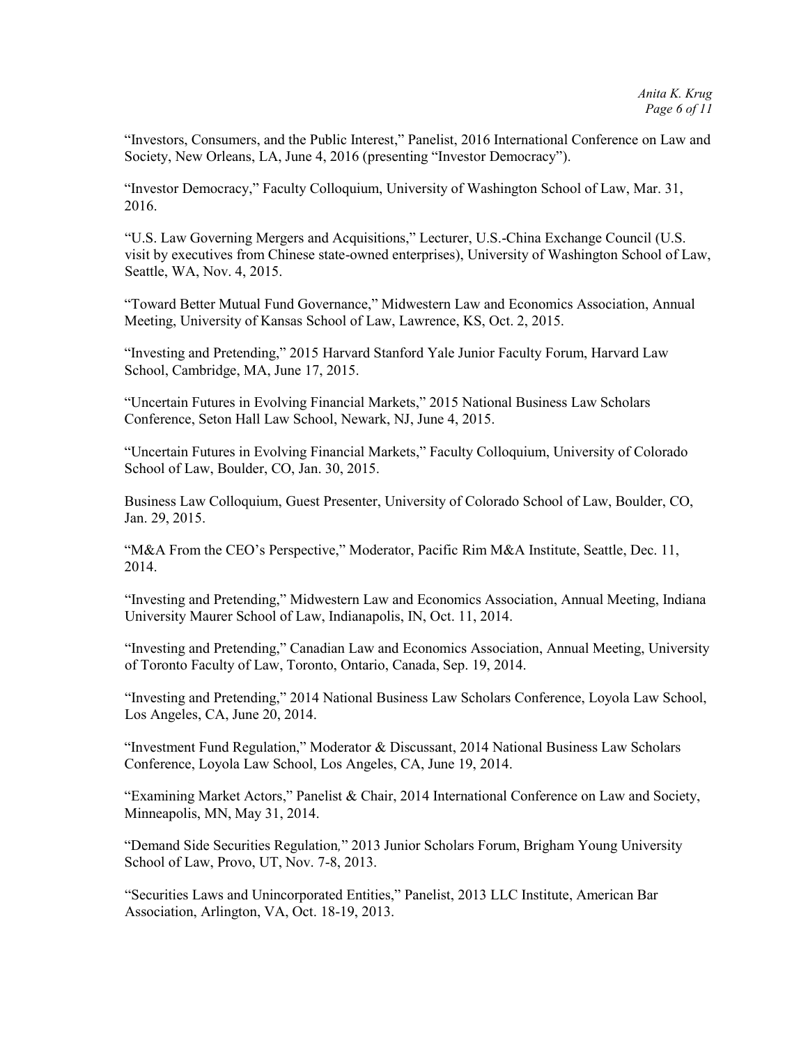"Investors, Consumers, and the Public Interest," Panelist, 2016 International Conference on Law and Society, New Orleans, LA, June 4, 2016 (presenting "Investor Democracy").

"Investor Democracy," Faculty Colloquium, University of Washington School of Law, Mar. 31, 2016.

"U.S. Law Governing Mergers and Acquisitions," Lecturer, U.S.-China Exchange Council (U.S. visit by executives from Chinese state-owned enterprises), University of Washington School of Law, Seattle, WA, Nov. 4, 2015.

"Toward Better Mutual Fund Governance," Midwestern Law and Economics Association, Annual Meeting, University of Kansas School of Law, Lawrence, KS, Oct. 2, 2015.

"Investing and Pretending," 2015 Harvard Stanford Yale Junior Faculty Forum, Harvard Law School, Cambridge, MA, June 17, 2015.

"Uncertain Futures in Evolving Financial Markets," 2015 National Business Law Scholars Conference, Seton Hall Law School, Newark, NJ, June 4, 2015.

"Uncertain Futures in Evolving Financial Markets," Faculty Colloquium, University of Colorado School of Law, Boulder, CO, Jan. 30, 2015.

Business Law Colloquium, Guest Presenter, University of Colorado School of Law, Boulder, CO, Jan. 29, 2015.

"M&A From the CEO's Perspective," Moderator, Pacific Rim M&A Institute, Seattle, Dec. 11, 2014.

"Investing and Pretending," Midwestern Law and Economics Association, Annual Meeting, Indiana University Maurer School of Law, Indianapolis, IN, Oct. 11, 2014.

"Investing and Pretending," Canadian Law and Economics Association, Annual Meeting, University of Toronto Faculty of Law, Toronto, Ontario, Canada, Sep. 19, 2014.

"Investing and Pretending," 2014 National Business Law Scholars Conference, Loyola Law School, Los Angeles, CA, June 20, 2014.

"Investment Fund Regulation," Moderator & Discussant, 2014 National Business Law Scholars Conference, Loyola Law School, Los Angeles, CA, June 19, 2014.

"Examining Market Actors," Panelist & Chair, 2014 International Conference on Law and Society, Minneapolis, MN, May 31, 2014.

"Demand Side Securities Regulation," 2013 Junior Scholars Forum, Brigham Young University School of Law, Provo, UT, Nov. 7-8, 2013.

"Securities Laws and Unincorporated Entities," Panelist, 2013 LLC Institute, American Bar Association, Arlington, VA, Oct. 18-19, 2013.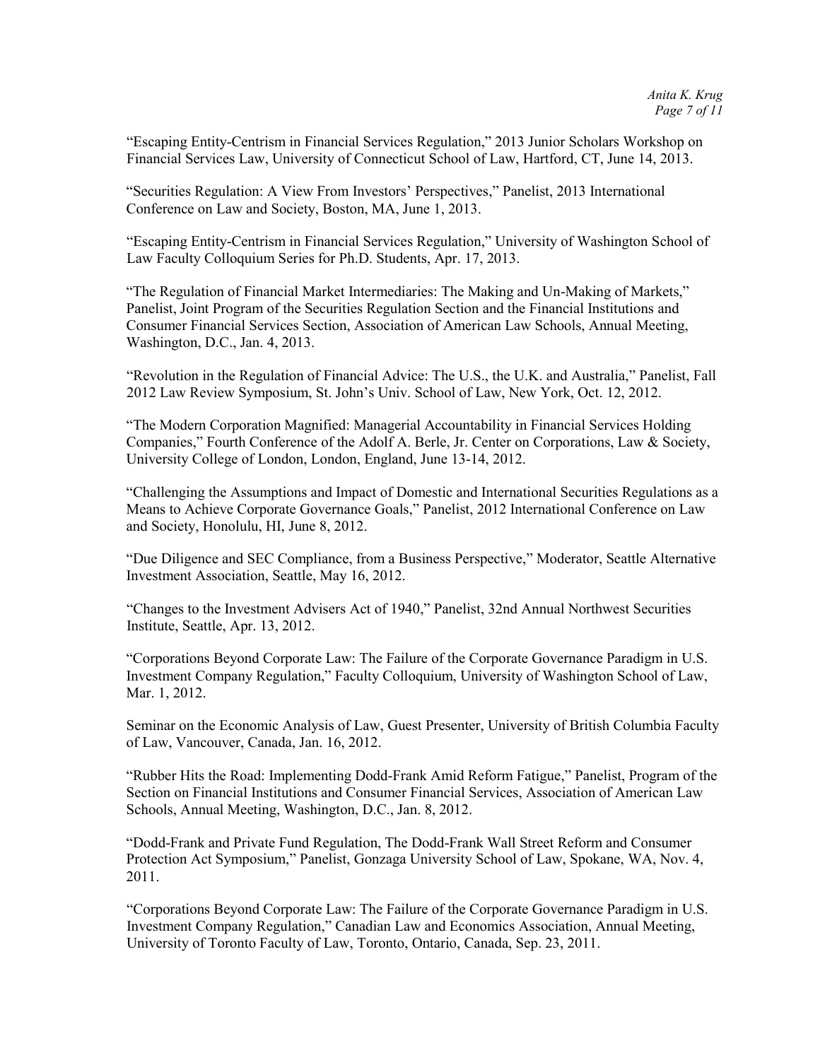"Escaping Entity-Centrism in Financial Services Regulation," 2013 Junior Scholars Workshop on Financial Services Law, University of Connecticut School of Law, Hartford, CT, June 14, 2013.

"Securities Regulation: A View From Investors' Perspectives," Panelist, 2013 International Conference on Law and Society, Boston, MA, June 1, 2013.

"Escaping Entity-Centrism in Financial Services Regulation," University of Washington School of Law Faculty Colloquium Series for Ph.D. Students, Apr. 17, 2013.

"The Regulation of Financial Market Intermediaries: The Making and Un-Making of Markets," Panelist, Joint Program of the Securities Regulation Section and the Financial Institutions and Consumer Financial Services Section, Association of American Law Schools, Annual Meeting, Washington, D.C., Jan. 4, 2013.

"Revolution in the Regulation of Financial Advice: The U.S., the U.K. and Australia," Panelist, Fall 2012 Law Review Symposium, St. John's Univ. School of Law, New York, Oct. 12, 2012.

"The Modern Corporation Magnified: Managerial Accountability in Financial Services Holding Companies," Fourth Conference of the Adolf A. Berle, Jr. Center on Corporations, Law & Society, University College of London, London, England, June 13-14, 2012.

"Challenging the Assumptions and Impact of Domestic and International Securities Regulations as a Means to Achieve Corporate Governance Goals," Panelist, 2012 International Conference on Law and Society, Honolulu, HI, June 8, 2012.

"Due Diligence and SEC Compliance, from a Business Perspective," Moderator, Seattle Alternative Investment Association, Seattle, May 16, 2012.

"Changes to the Investment Advisers Act of 1940," Panelist, 32nd Annual Northwest Securities Institute, Seattle, Apr. 13, 2012.

"Corporations Beyond Corporate Law: The Failure of the Corporate Governance Paradigm in U.S. Investment Company Regulation," Faculty Colloquium, University of Washington School of Law, Mar. 1, 2012.

Seminar on the Economic Analysis of Law, Guest Presenter, University of British Columbia Faculty of Law, Vancouver, Canada, Jan. 16, 2012.

"Rubber Hits the Road: Implementing Dodd-Frank Amid Reform Fatigue," Panelist, Program of the Section on Financial Institutions and Consumer Financial Services, Association of American Law Schools, Annual Meeting, Washington, D.C., Jan. 8, 2012.

"Dodd-Frank and Private Fund Regulation, The Dodd-Frank Wall Street Reform and Consumer Protection Act Symposium," Panelist, Gonzaga University School of Law, Spokane, WA, Nov. 4, 2011.

"Corporations Beyond Corporate Law: The Failure of the Corporate Governance Paradigm in U.S. Investment Company Regulation," Canadian Law and Economics Association, Annual Meeting, University of Toronto Faculty of Law, Toronto, Ontario, Canada, Sep. 23, 2011.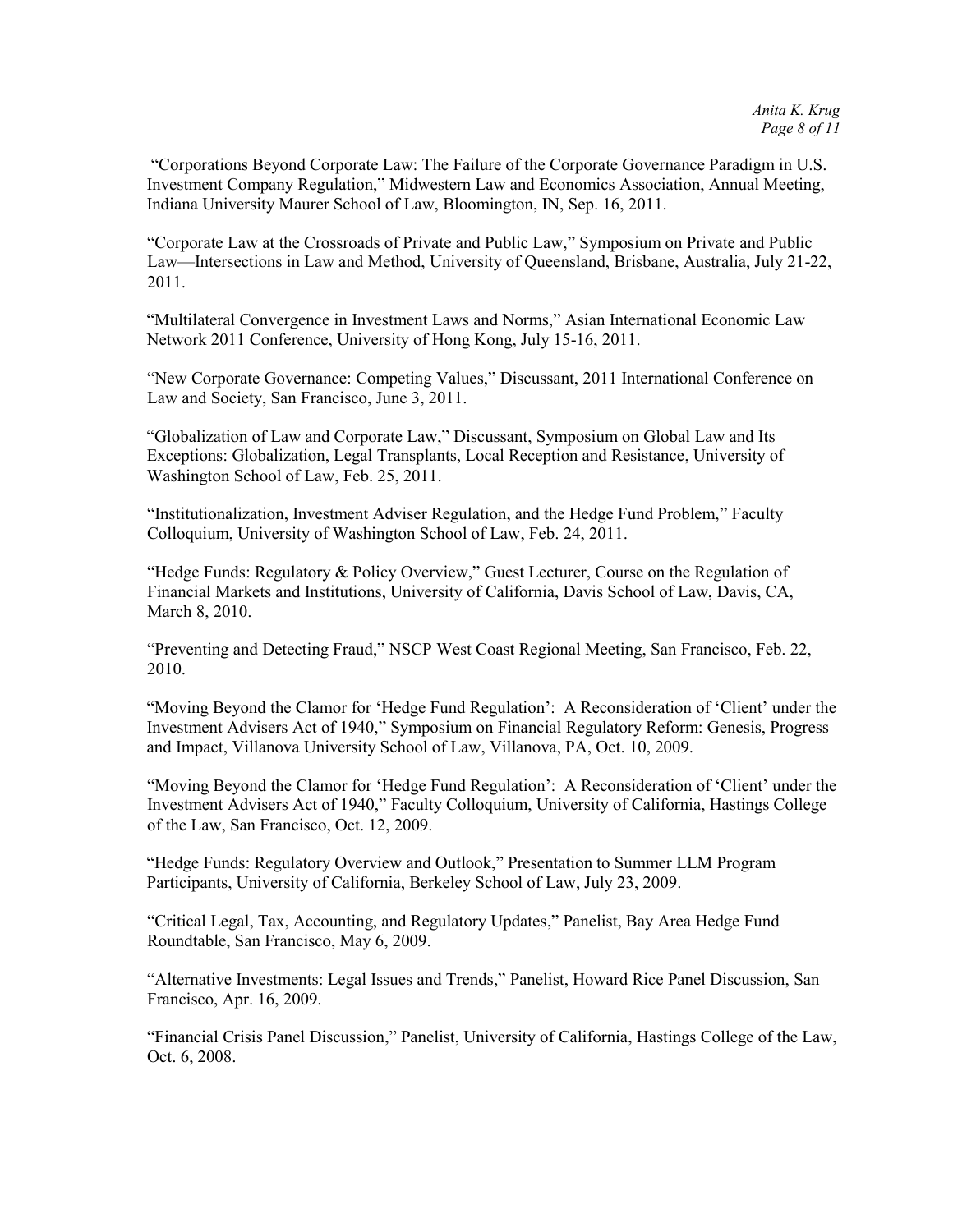"Corporations Beyond Corporate Law: The Failure of the Corporate Governance Paradigm in U.S. Investment Company Regulation," Midwestern Law and Economics Association, Annual Meeting, Indiana University Maurer School of Law, Bloomington, IN, Sep. 16, 2011.

"Corporate Law at the Crossroads of Private and Public Law," Symposium on Private and Public Law—Intersections in Law and Method, University of Queensland, Brisbane, Australia, July 21-22, 2011.

"Multilateral Convergence in Investment Laws and Norms," Asian International Economic Law Network 2011 Conference, University of Hong Kong, July 15-16, 2011.

"New Corporate Governance: Competing Values," Discussant, 2011 International Conference on Law and Society, San Francisco, June 3, 2011.

"Globalization of Law and Corporate Law," Discussant, Symposium on Global Law and Its Exceptions: Globalization, Legal Transplants, Local Reception and Resistance, University of Washington School of Law, Feb. 25, 2011.

"Institutionalization, Investment Adviser Regulation, and the Hedge Fund Problem," Faculty Colloquium, University of Washington School of Law, Feb. 24, 2011.

"Hedge Funds: Regulatory & Policy Overview," Guest Lecturer, Course on the Regulation of Financial Markets and Institutions, University of California, Davis School of Law, Davis, CA, March 8, 2010.

"Preventing and Detecting Fraud," NSCP West Coast Regional Meeting, San Francisco, Feb. 22, 2010.

"Moving Beyond the Clamor for 'Hedge Fund Regulation': A Reconsideration of 'Client' under the Investment Advisers Act of 1940," Symposium on Financial Regulatory Reform: Genesis, Progress and Impact, Villanova University School of Law, Villanova, PA, Oct. 10, 2009.

"Moving Beyond the Clamor for 'Hedge Fund Regulation': A Reconsideration of 'Client' under the Investment Advisers Act of 1940," Faculty Colloquium, University of California, Hastings College of the Law, San Francisco, Oct. 12, 2009.

"Hedge Funds: Regulatory Overview and Outlook," Presentation to Summer LLM Program Participants, University of California, Berkeley School of Law, July 23, 2009.

"Critical Legal, Tax, Accounting, and Regulatory Updates," Panelist, Bay Area Hedge Fund Roundtable, San Francisco, May 6, 2009.

"Alternative Investments: Legal Issues and Trends," Panelist, Howard Rice Panel Discussion, San Francisco, Apr. 16, 2009.

"Financial Crisis Panel Discussion," Panelist, University of California, Hastings College of the Law, Oct. 6, 2008.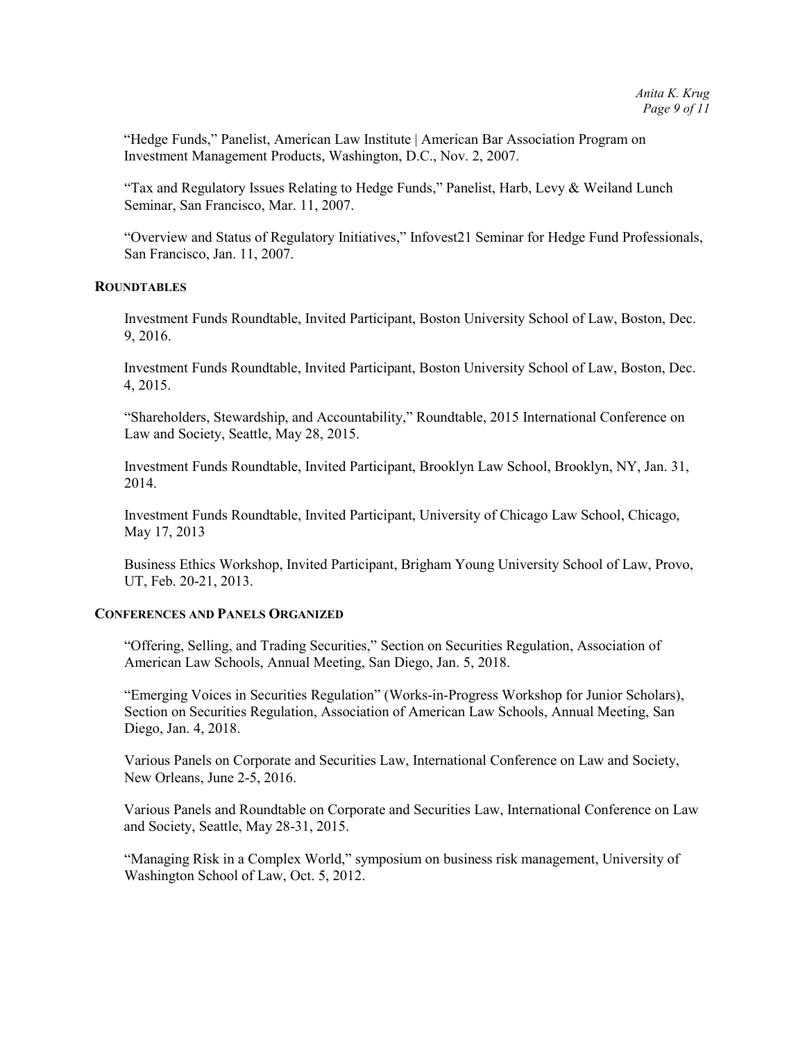"Hedge Funds," Panelist, American Law Institute | American Bar Association Program on Investment Management Products, Washington, D.C., Nov. 2, 2007.

"Tax and Regulatory Issues Relating to Hedge Funds," Panelist, Harb, Levy & Weiland Lunch Seminar, San Francisco, Mar. 11, 2007.

"Overview and Status of Regulatory Initiatives," Infovest21 Seminar for Hedge Fund Professionals, San Francisco, Jan. 11, 2007.

**ROUNDTABLES**

Investment Funds Roundtable, Invited Participant, Boston University School of Law, Boston, Dec. 9, 2016.

Investment Funds Roundtable, Invited Participant, Boston University School of Law, Boston, Dec. 4, 2015.

"Shareholders, Stewardship, and Accountability," Roundtable, 2015 International Conference on Law and Society, Seattle, May 28, 2015.

Investment Funds Roundtable, Invited Participant, Brooklyn Law School, Brooklyn, NY, Jan. 31, 2014.

Investment Funds Roundtable, Invited Participant, University of Chicago Law School, Chicago, May 17, 2013

Business Ethics Workshop, Invited Participant, Brigham Young University School of Law, Provo, UT, Feb. 20-21, 2013.

**CONFERENCES AND PANELS ORGANIZED**

"Offering, Selling, and Trading Securities," Section on Securities Regulation, Association of American Law Schools, Annual Meeting, San Diego, Jan. 5, 2018.

"Emerging Voices in Securities Regulation" (Works-in-Progress Workshop for Junior Scholars), Section on Securities Regulation, Association of American Law Schools, Annual Meeting, San Diego, Jan. 4, 2018.

Various Panels on Corporate and Securities Law, International Conference on Law and Society, New Orleans, June 2-5, 2016.

Various Panels and Roundtable on Corporate and Securities Law, International Conference on Law and Society, Seattle, May 28-31, 2015.

"Managing Risk in a Complex World," symposium on business risk management, University of Washington School of Law, Oct. 5, 2012.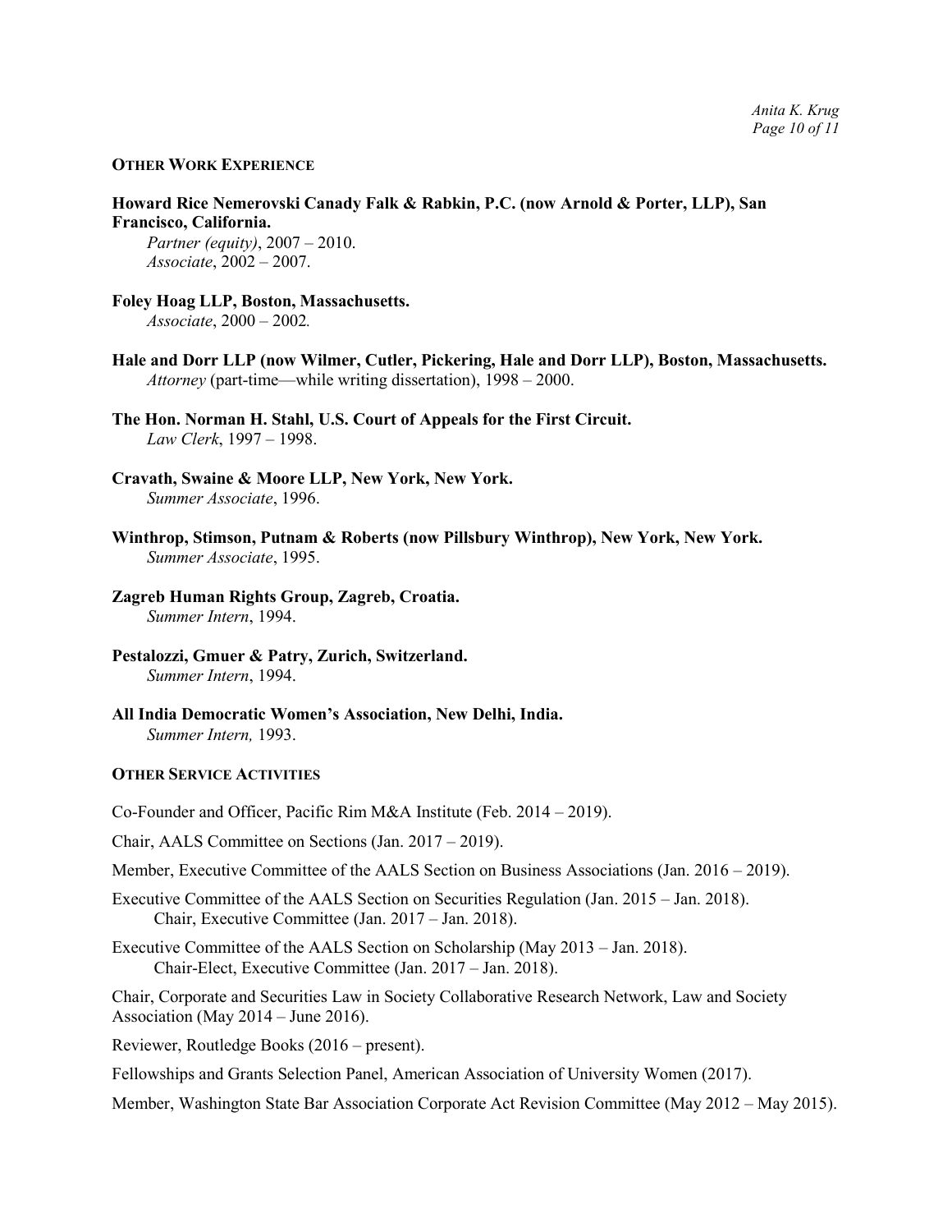## OTHER WORK EXPERIENCE

**Howard Rice Nemerovski Canady Falk & Rabkin, P.C. (now Arnold & Porter, LLP), San Francisco, California.**
*Partner (equity)*, 2007 – 2010.
*Associate*, 2002 – 2007.

**Foley Hoag LLP, Boston, Massachusetts.**
*Associate*, 2000 – 2002.

**Hale and Dorr LLP (now Wilmer, Cutler, Pickering, Hale and Dorr LLP), Boston, Massachusetts.**
*Attorney* (part-time—while writing dissertation), 1998 – 2000.

**The Hon. Norman H. Stahl, U.S. Court of Appeals for the First Circuit.**
*Law Clerk*, 1997 – 1998.

**Cravath, Swaine & Moore LLP, New York, New York.**
*Summer Associate*, 1996.

**Winthrop, Stimson, Putnam & Roberts (now Pillsbury Winthrop), New York, New York.**
*Summer Associate*, 1995.

**Zagreb Human Rights Group, Zagreb, Croatia.**
*Summer Intern*, 1994.

**Pestalozzi, Gmuer & Patry, Zurich, Switzerland.**
*Summer Intern*, 1994.

**All India Democratic Women's Association, New Delhi, India.**
*Summer Intern,* 1993.

## OTHER SERVICE ACTIVITIES

Co-Founder and Officer, Pacific Rim M&A Institute (Feb. 2014 – 2019).

Chair, AALS Committee on Sections (Jan. 2017 – 2019).

Member, Executive Committee of the AALS Section on Business Associations (Jan. 2016 – 2019).

Executive Committee of the AALS Section on Securities Regulation (Jan. 2015 – Jan. 2018).
  Chair, Executive Committee (Jan. 2017 – Jan. 2018).

Executive Committee of the AALS Section on Scholarship (May 2013 – Jan. 2018).
  Chair-Elect, Executive Committee (Jan. 2017 – Jan. 2018).

Chair, Corporate and Securities Law in Society Collaborative Research Network, Law and Society Association (May 2014 – June 2016).

Reviewer, Routledge Books (2016 – present).

Fellowships and Grants Selection Panel, American Association of University Women (2017).

Member, Washington State Bar Association Corporate Act Revision Committee (May 2012 – May 2015).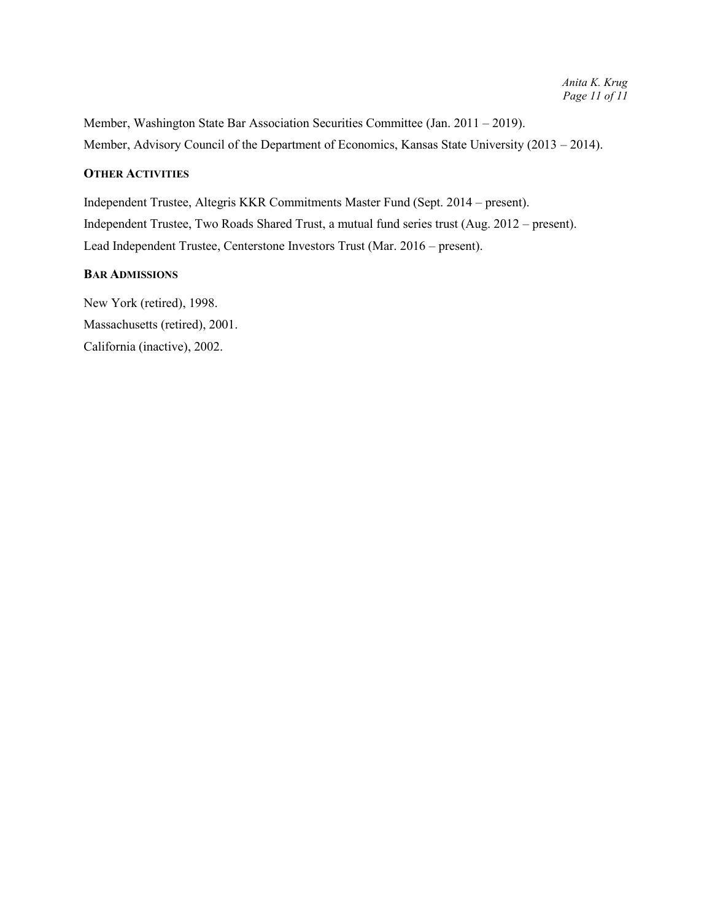Member, Washington State Bar Association Securities Committee (Jan. 2011 – 2019).

Member, Advisory Council of the Department of Economics, Kansas State University (2013 – 2014).

**OTHER ACTIVITIES**

Independent Trustee, Altegris KKR Commitments Master Fund (Sept. 2014 – present).

Independent Trustee, Two Roads Shared Trust, a mutual fund series trust (Aug. 2012 – present).

Lead Independent Trustee, Centerstone Investors Trust (Mar. 2016 – present).

**BAR ADMISSIONS**

New York (retired), 1998.

Massachusetts (retired), 2001.

California (inactive), 2002.